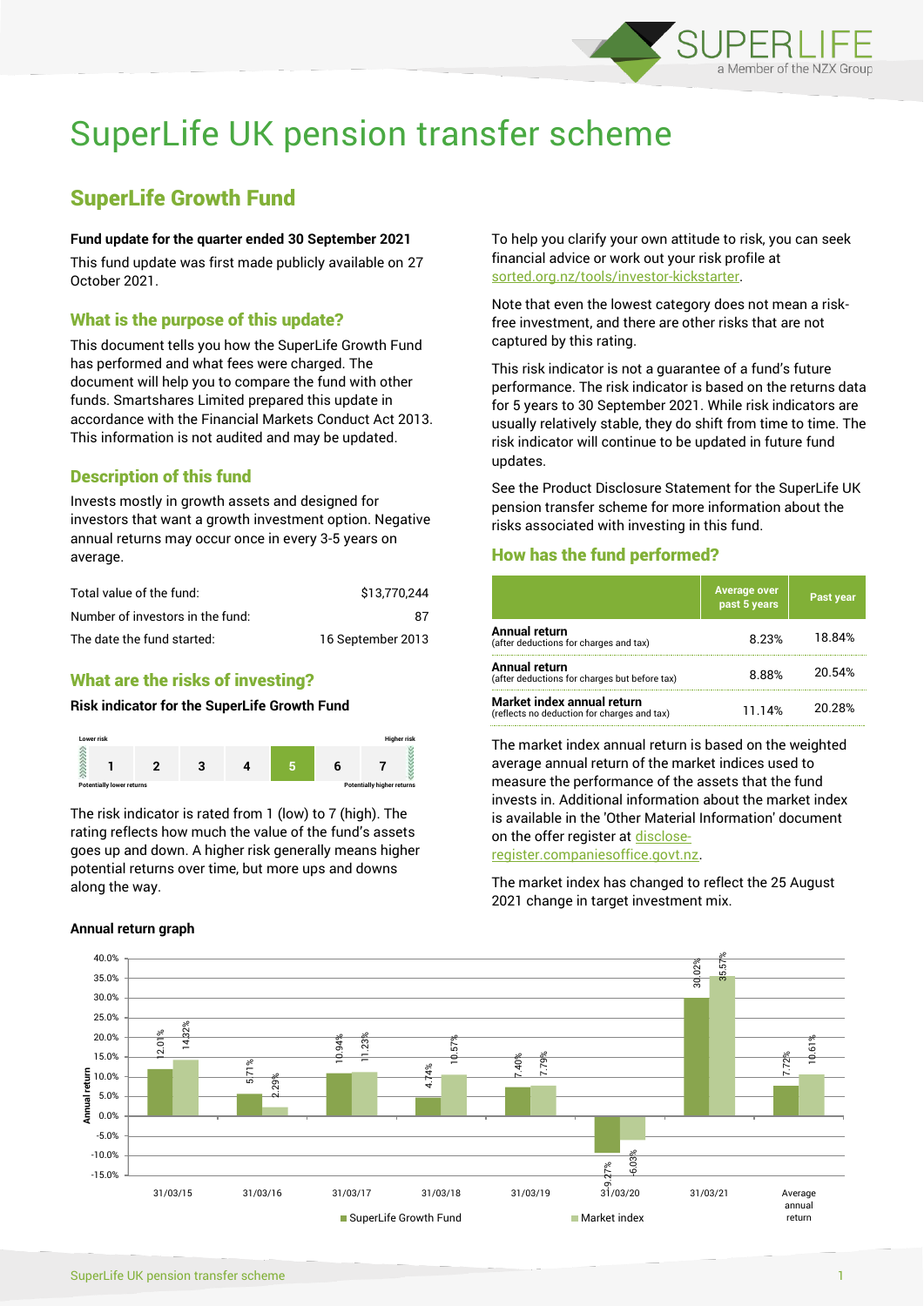# SuperLife UK pension transfer scheme

## SuperLife Growth Fund

**Fund update for the quarter ended 30 September 2021**

This fund update was first made publicly available on 27 October 2021.

### What is the purpose of this update?

This document tells you how the SuperLife Growth Fund has performed and what fees were charged. The document will help you to compare the fund with other funds. Smartshares Limited prepared this update in accordance with the Financial Markets Conduct Act 2013. This information is not audited and may be updated.

### Description of this fund

Invests mostly in growth assets and designed for investors that want a growth investment option. Negative annual returns may occur once in every 3-5 years on average.

| | |
|---|---|
| Total value of the fund: | $13,770,244 |
| Number of investors in the fund: | 87 |
| The date the fund started: | 16 September 2013 |

### What are the risks of investing?

**Risk indicator for the SuperLife Growth Fund**

| Lower risk | | | | | | Higher risk |
|---|---|---|---|---|---|---|
| 1 | 2 | 3 | 4 | **5** | 6 | 7 |
| Potentially lower returns | | | | | | Potentially higher returns |

The risk indicator is rated from 1 (low) to 7 (high). The rating reflects how much the value of the fund's assets goes up and down. A higher risk generally means higher potential returns over time, but more ups and downs along the way.

To help you clarify your own attitude to risk, you can seek financial advice or work out your risk profile at sorted.org.nz/tools/investor-kickstarter.

Note that even the lowest category does not mean a risk-free investment, and there are other risks that are not captured by this rating.

This risk indicator is not a guarantee of a fund's future performance. The risk indicator is based on the returns data for 5 years to 30 September 2021. While risk indicators are usually relatively stable, they do shift from time to time. The risk indicator will continue to be updated in future fund updates.

See the Product Disclosure Statement for the SuperLife UK pension transfer scheme for more information about the risks associated with investing in this fund.

### How has the fund performed?

| | Average over past 5 years | Past year |
|---|---|---|
| **Annual return** (after deductions for charges and tax) | 8.23% | 18.84% |
| **Annual return** (after deductions for charges but before tax) | 8.88% | 20.54% |
| **Market index annual return** (reflects no deduction for charges and tax) | 11.14% | 20.28% |

The market index annual return is based on the weighted average annual return of the market indices used to measure the performance of the assets that the fund invests in. Additional information about the market index is available in the 'Other Material Information' document on the offer register at disclose-register.companiesoffice.govt.nz.

The market index has changed to reflect the 25 August 2021 change in target investment mix.

**Annual return graph**

| | SuperLife Growth Fund | Market index |
|---|---|---|
| 31/03/15 | 12.01% | 14.32% |
| 31/03/16 | 5.71% | 2.29% |
| 31/03/17 | 10.94% | 11.23% |
| 31/03/18 | 4.74% | 10.57% |
| 31/03/19 | 7.40% | 7.79% |
| 31/03/20 | -9.27% | -6.03% |
| 31/03/21 | 30.02% | 35.57% |
| Average annual return | 7.72% | 10.61% |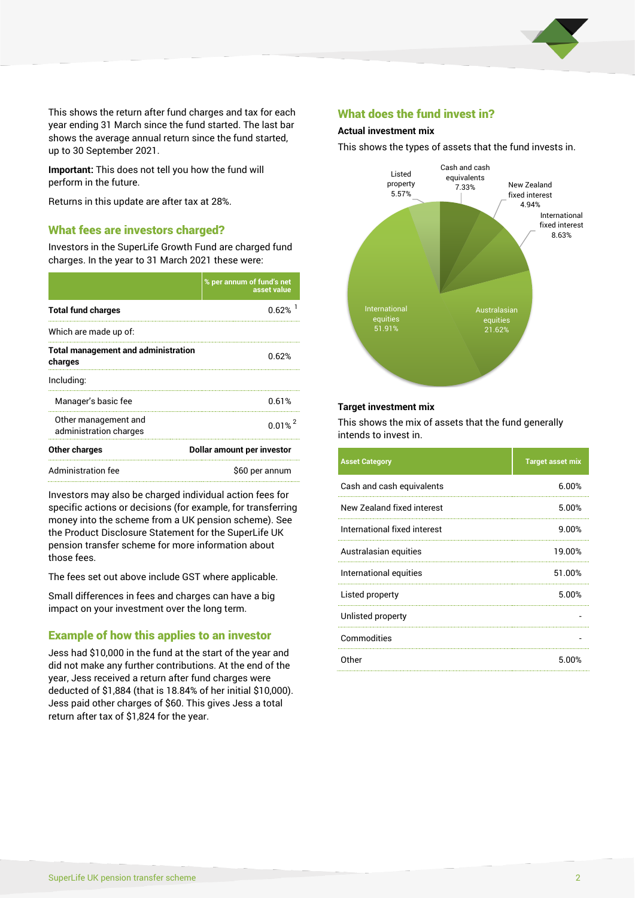This shows the return after fund charges and tax for each year ending 31 March since the fund started. The last bar shows the average annual return since the fund started, up to 30 September 2021.

**Important:** This does not tell you how the fund will perform in the future.

Returns in this update are after tax at 28%.

## What fees are investors charged?

Investors in the SuperLife Growth Fund are charged fund charges. In the year to 31 March 2021 these were:

| | % per annum of fund's net asset value |
|---|---|
| **Total fund charges** | 0.62% [1] |
| Which are made up of: | |
| **Total management and administration charges** | 0.62% |
| Including: | |
| Manager's basic fee | 0.61% |
| Other management and administration charges | 0.01% [2] |
| **Other charges** | **Dollar amount per investor** |
| Administration fee | $60 per annum |

Investors may also be charged individual action fees for specific actions or decisions (for example, for transferring money into the scheme from a UK pension scheme). See the Product Disclosure Statement for the SuperLife UK pension transfer scheme for more information about those fees.

The fees set out above include GST where applicable.

Small differences in fees and charges can have a big impact on your investment over the long term.

## Example of how this applies to an investor

Jess had $10,000 in the fund at the start of the year and did not make any further contributions. At the end of the year, Jess received a return after fund charges were deducted of $1,884 (that is 18.84% of her initial $10,000). Jess paid other charges of $60. This gives Jess a total return after tax of $1,824 for the year.

## What does the fund invest in?

### Actual investment mix

This shows the types of assets that the fund invests in.

- Cash and cash equivalents 7.33%
- New Zealand fixed interest 4.94%
- International fixed interest 8.63%
- Australasian equities 21.62%
- International equities 51.91%
- Listed property 5.57%

### Target investment mix

This shows the mix of assets that the fund generally intends to invest in.

| Asset Category | Target asset mix |
|---|---|
| Cash and cash equivalents | 6.00% |
| New Zealand fixed interest | 5.00% |
| International fixed interest | 9.00% |
| Australasian equities | 19.00% |
| International equities | 51.00% |
| Listed property | 5.00% |
| Unlisted property | - |
| Commodities | - |
| Other | 5.00% |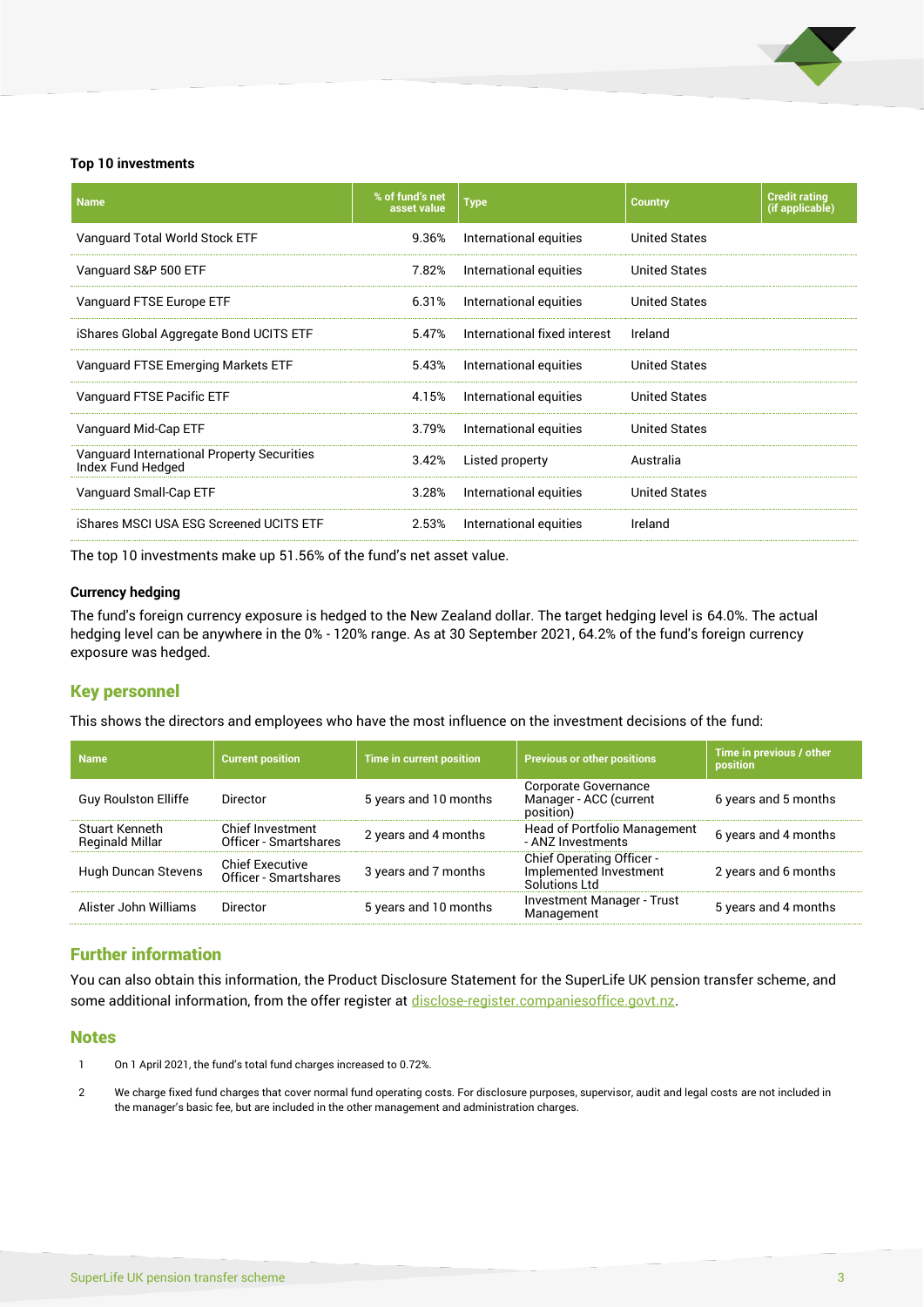### Top 10 investments

| Name | % of fund's net asset value | Type | Country | Credit rating (if applicable) |
|---|---|---|---|---|
| Vanguard Total World Stock ETF | 9.36% | International equities | United States | |
| Vanguard S&P 500 ETF | 7.82% | International equities | United States | |
| Vanguard FTSE Europe ETF | 6.31% | International equities | United States | |
| iShares Global Aggregate Bond UCITS ETF | 5.47% | International fixed interest | Ireland | |
| Vanguard FTSE Emerging Markets ETF | 5.43% | International equities | United States | |
| Vanguard FTSE Pacific ETF | 4.15% | International equities | United States | |
| Vanguard Mid-Cap ETF | 3.79% | International equities | United States | |
| Vanguard International Property Securities Index Fund Hedged | 3.42% | Listed property | Australia | |
| Vanguard Small-Cap ETF | 3.28% | International equities | United States | |
| iShares MSCI USA ESG Screened UCITS ETF | 2.53% | International equities | Ireland | |

The top 10 investments make up 51.56% of the fund's net asset value.

### Currency hedging

The fund's foreign currency exposure is hedged to the New Zealand dollar. The target hedging level is 64.0%. The actual hedging level can be anywhere in the 0% - 120% range. As at 30 September 2021, 64.2% of the fund's foreign currency exposure was hedged.

## Key personnel

This shows the directors and employees who have the most influence on the investment decisions of the fund:

| Name | Current position | Time in current position | Previous or other positions | Time in previous / other position |
|---|---|---|---|---|
| Guy Roulston Elliffe | Director | 5 years and 10 months | Corporate Governance Manager - ACC (current position) | 6 years and 5 months |
| Stuart Kenneth Reginald Millar | Chief Investment Officer - Smartshares | 2 years and 4 months | Head of Portfolio Management - ANZ Investments | 6 years and 4 months |
| Hugh Duncan Stevens | Chief Executive Officer - Smartshares | 3 years and 7 months | Chief Operating Officer - Implemented Investment Solutions Ltd | 2 years and 6 months |
| Alister John Williams | Director | 5 years and 10 months | Investment Manager - Trust Management | 5 years and 4 months |

## Further information

You can also obtain this information, the Product Disclosure Statement for the SuperLife UK pension transfer scheme, and some additional information, from the offer register at disclose-register.companiesoffice.govt.nz.

## Notes

1. On 1 April 2021, the fund's total fund charges increased to 0.72%.
2. We charge fixed fund charges that cover normal fund operating costs. For disclosure purposes, supervisor, audit and legal costs are not included in the manager's basic fee, but are included in the other management and administration charges.